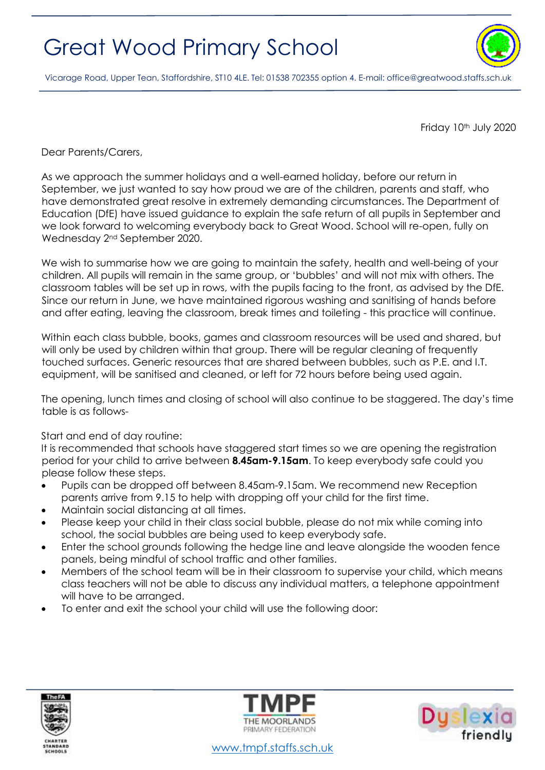# Great Wood Primary School

Vicarage Road, Upper Tean, Staffordshire, ST10 4LE. Tel: 01538 702355 option 4. E-mail: office@greatwood.staffs.sch.uk

Friday 10th July 2020

Dear Parents/Carers,

As we approach the summer holidays and a well-earned holiday, before our return in September, we just wanted to say how proud we are of the children, parents and staff, who have demonstrated great resolve in extremely demanding circumstances. The Department of Education (DfE) have issued guidance to explain the safe return of all pupils in September and we look forward to welcoming everybody back to Great Wood. School will re-open, fully on Wednesday 2nd September 2020.

We wish to summarise how we are going to maintain the safety, health and well-being of your children. All pupils will remain in the same group, or 'bubbles' and will not mix with others. The classroom tables will be set up in rows, with the pupils facing to the front, as advised by the DfE. Since our return in June, we have maintained rigorous washing and sanitising of hands before and after eating, leaving the classroom, break times and toileting - this practice will continue.

Within each class bubble, books, games and classroom resources will be used and shared, but will only be used by children within that group. There will be regular cleaning of frequently touched surfaces. Generic resources that are shared between bubbles, such as P.E. and I.T. equipment, will be sanitised and cleaned, or left for 72 hours before being used again.

The opening, lunch times and closing of school will also continue to be staggered. The day's time table is as follows-

Start and end of day routine:
It is recommended that schools have staggered start times so we are opening the registration period for your child to arrive between **8.45am-9.15am**. To keep everybody safe could you please follow these steps.

- Pupils can be dropped off between 8.45am-9.15am. We recommend new Reception parents arrive from 9.15 to help with dropping off your child for the first time.
- Maintain social distancing at all times.
- Please keep your child in their class social bubble, please do not mix while coming into school, the social bubbles are being used to keep everybody safe.
- Enter the school grounds following the hedge line and leave alongside the wooden fence panels, being mindful of school traffic and other families.
- Members of the school team will be in their classroom to supervise your child, which means class teachers will not be able to discuss any individual matters, a telephone appointment will have to be arranged.
- To enter and exit the school your child will use the following door:

www.tmpf.staffs.sch.uk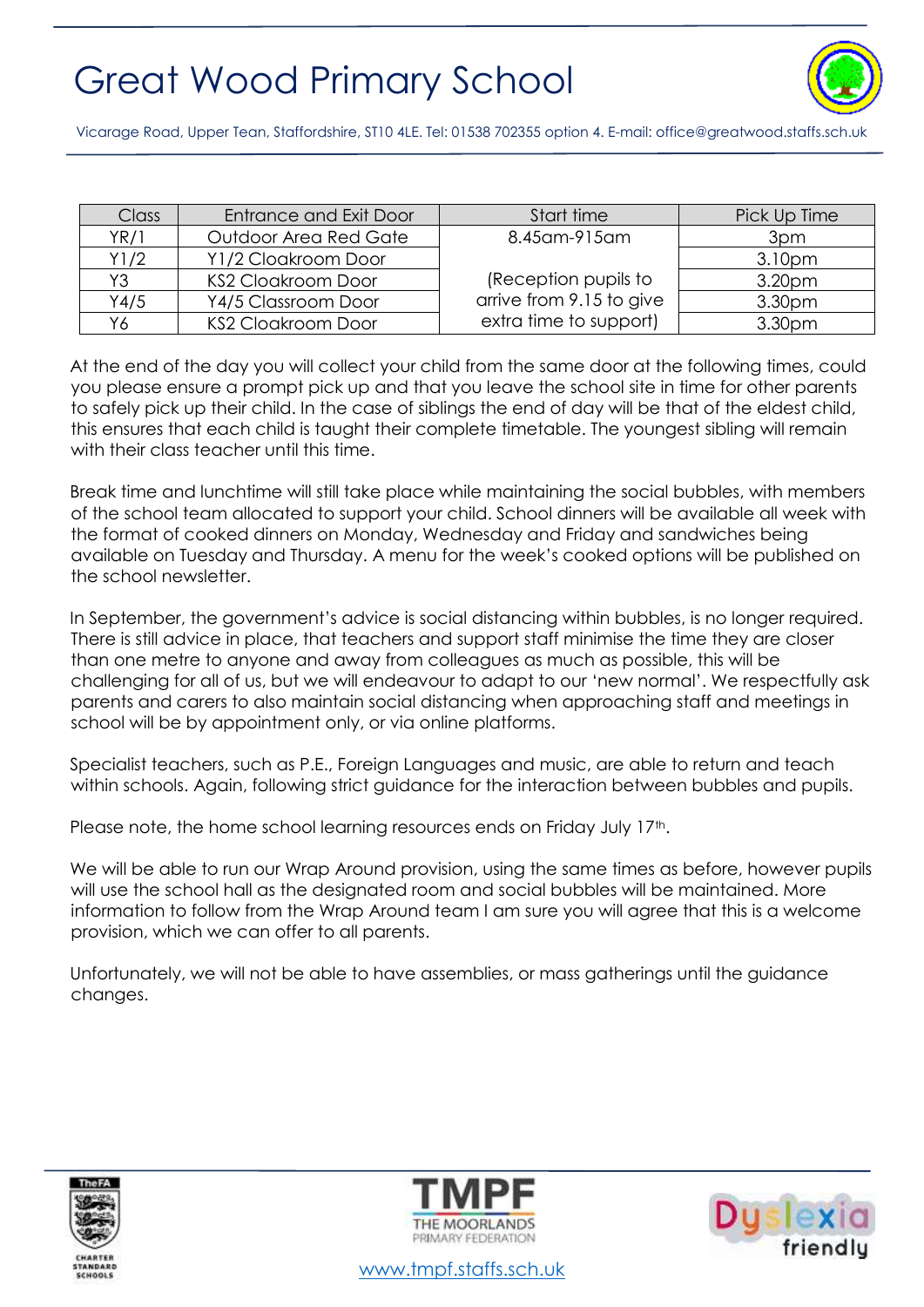# Great Wood Primary School

Vicarage Road, Upper Tean, Staffordshire, ST10 4LE. Tel: 01538 702355 option 4. E-mail: office@greatwood.staffs.sch.uk

| Class | Entrance and Exit Door | Start time | Pick Up Time |
|---|---|---|---|
| YR/1 | Outdoor Area Red Gate | 8.45am-915am (Reception pupils to arrive from 9.15 to give extra time to support) | 3pm |
| Y1/2 | Y1/2 Cloakroom Door | | 3.10pm |
| Y3 | KS2 Cloakroom Door | | 3.20pm |
| Y4/5 | Y4/5 Classroom Door | | 3.30pm |
| Y6 | KS2 Cloakroom Door | | 3.30pm |

At the end of the day you will collect your child from the same door at the following times, could you please ensure a prompt pick up and that you leave the school site in time for other parents to safely pick up their child. In the case of siblings the end of day will be that of the eldest child, this ensures that each child is taught their complete timetable. The youngest sibling will remain with their class teacher until this time.

Break time and lunchtime will still take place while maintaining the social bubbles, with members of the school team allocated to support your child. School dinners will be available all week with the format of cooked dinners on Monday, Wednesday and Friday and sandwiches being available on Tuesday and Thursday. A menu for the week's cooked options will be published on the school newsletter.

In September, the government's advice is social distancing within bubbles, is no longer required. There is still advice in place, that teachers and support staff minimise the time they are closer than one metre to anyone and away from colleagues as much as possible, this will be challenging for all of us, but we will endeavour to adapt to our 'new normal'. We respectfully ask parents and carers to also maintain social distancing when approaching staff and meetings in school will be by appointment only, or via online platforms.

Specialist teachers, such as P.E., Foreign Languages and music, are able to return and teach within schools. Again, following strict guidance for the interaction between bubbles and pupils.

Please note, the home school learning resources ends on Friday July 17th.

We will be able to run our Wrap Around provision, using the same times as before, however pupils will use the school hall as the designated room and social bubbles will be maintained. More information to follow from the Wrap Around team I am sure you will agree that this is a welcome provision, which we can offer to all parents.

Unfortunately, we will not be able to have assemblies, or mass gatherings until the guidance changes.

www.tmpf.staffs.sch.uk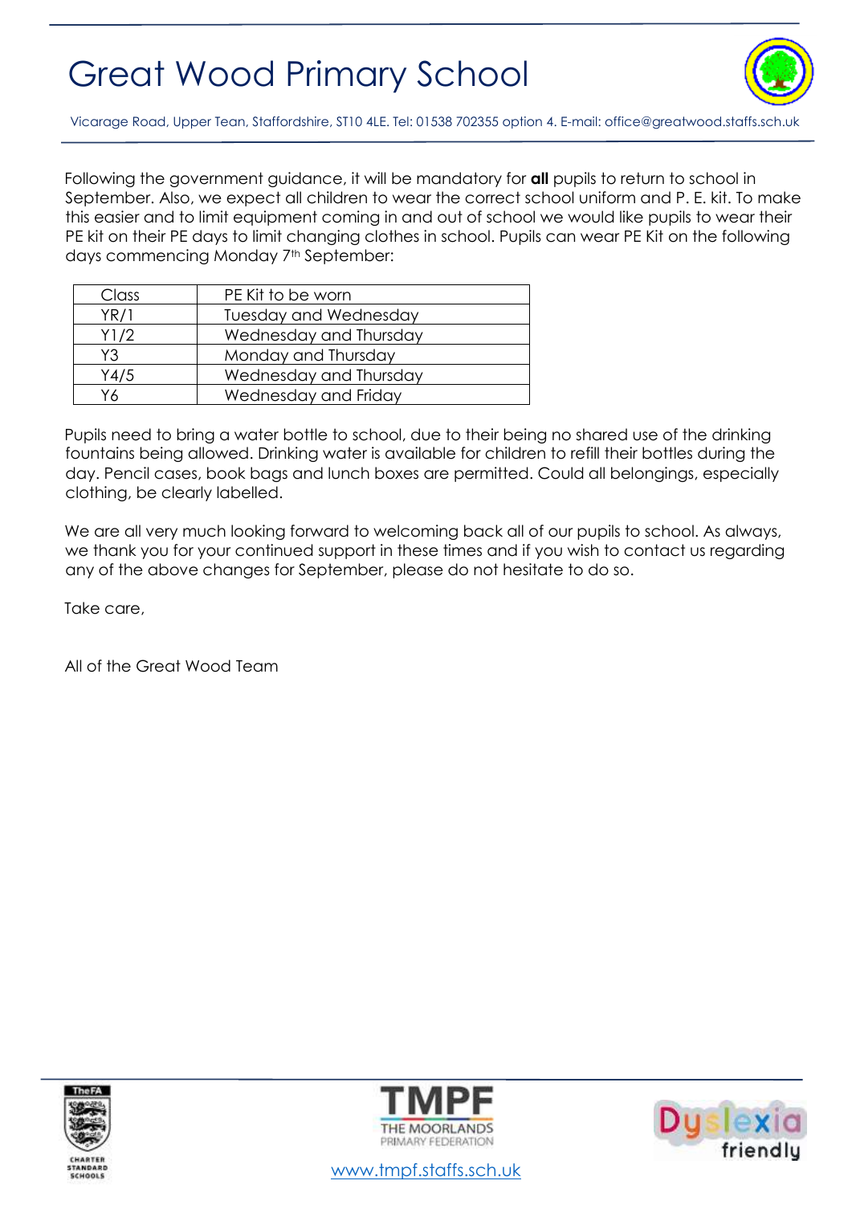# Great Wood Primary School

Vicarage Road, Upper Tean, Staffordshire, ST10 4LE. Tel: 01538 702355 option 4. E-mail: office@greatwood.staffs.sch.uk

Following the government guidance, it will be mandatory for **all** pupils to return to school in September. Also, we expect all children to wear the correct school uniform and P. E. kit. To make this easier and to limit equipment coming in and out of school we would like pupils to wear their PE kit on their PE days to limit changing clothes in school. Pupils can wear PE Kit on the following days commencing Monday 7th September:

| Class | PE Kit to be worn |
|---|---|
| YR/1 | Tuesday and Wednesday |
| Y1/2 | Wednesday and Thursday |
| Y3 | Monday and Thursday |
| Y4/5 | Wednesday and Thursday |
| Y6 | Wednesday and Friday |

Pupils need to bring a water bottle to school, due to their being no shared use of the drinking fountains being allowed. Drinking water is available for children to refill their bottles during the day. Pencil cases, book bags and lunch boxes are permitted. Could all belongings, especially clothing, be clearly labelled.

We are all very much looking forward to welcoming back all of our pupils to school. As always, we thank you for your continued support in these times and if you wish to contact us regarding any of the above changes for September, please do not hesitate to do so.

Take care,

All of the Great Wood Team

www.tmpf.staffs.sch.uk